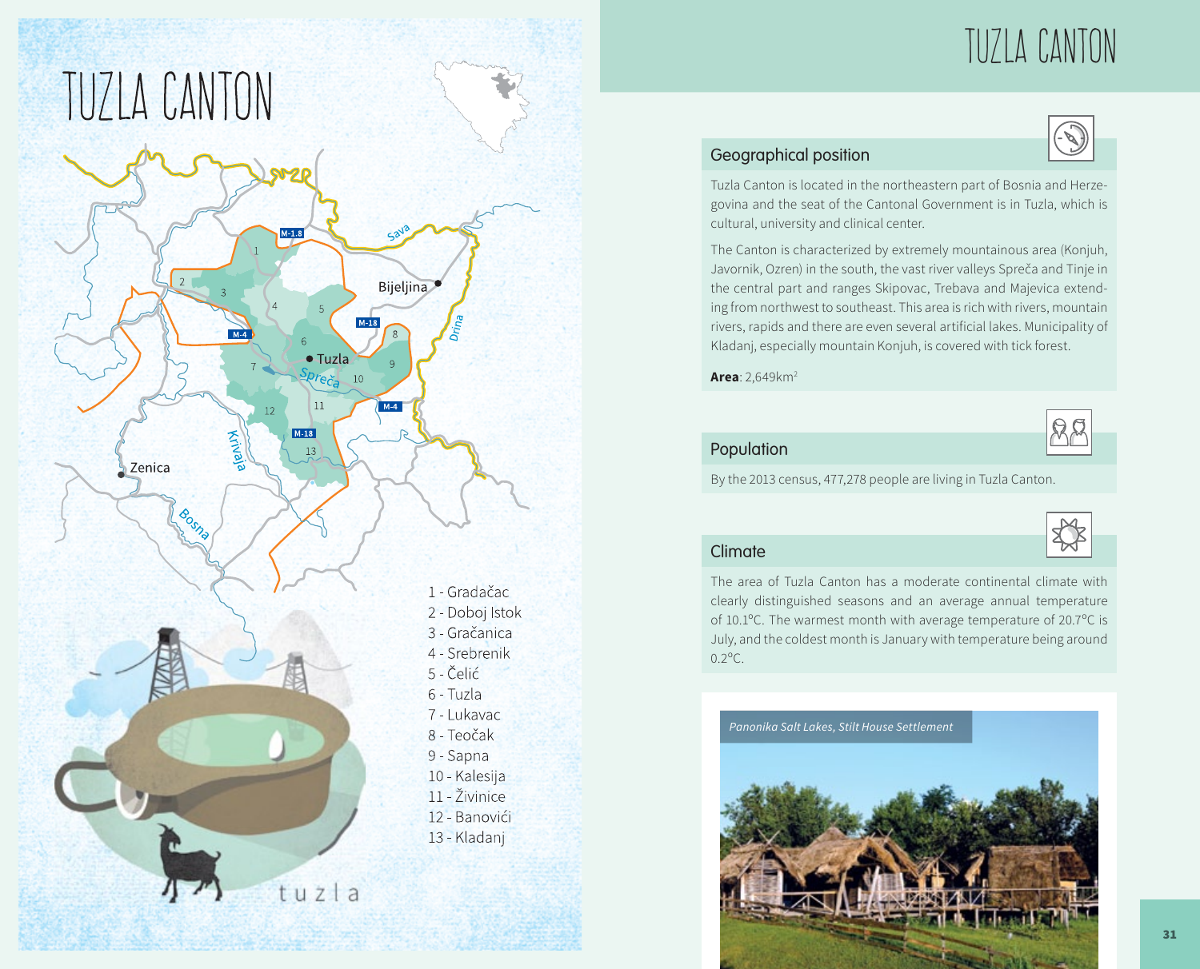# TUZLA CANTON

1 - Gradačac
2 - Doboj Istok
3 - Gračanica
4 - Srebrenik
5 - Čelić
6 - Tuzla
7 - Lukavac
8 - Teočak
9 - Sapna
10 - Kalesija
11 - Živinice
12 - Banovići
13 - Kladanj

# TUZLA CANTON

## Geographical position

Tuzla Canton is located in the northeastern part of Bosnia and Herzegovina and the seat of the Cantonal Government is in Tuzla, which is cultural, university and clinical center.

The Canton is characterized by extremely mountainous area (Konjuh, Javornik, Ozren) in the south, the vast river valleys Spreča and Tinje in the central part and ranges Skipovac, Trebava and Majevica extending from northwest to southeast. This area is rich with rivers, mountain rivers, rapids and there are even several artificial lakes. Municipality of Kladanj, especially mountain Konjuh, is covered with tick forest.

**Area**: 2,649km$^2$

## Population

By the 2013 census, 477,278 people are living in Tuzla Canton.

## Climate

The area of Tuzla Canton has a moderate continental climate with clearly distinguished seasons and an average annual temperature of 10.1°C. The warmest month with average temperature of 20.7°C is July, and the coldest month is January with temperature being around 0.2°C.

*Panonika Salt Lakes, Stilt House Settlement*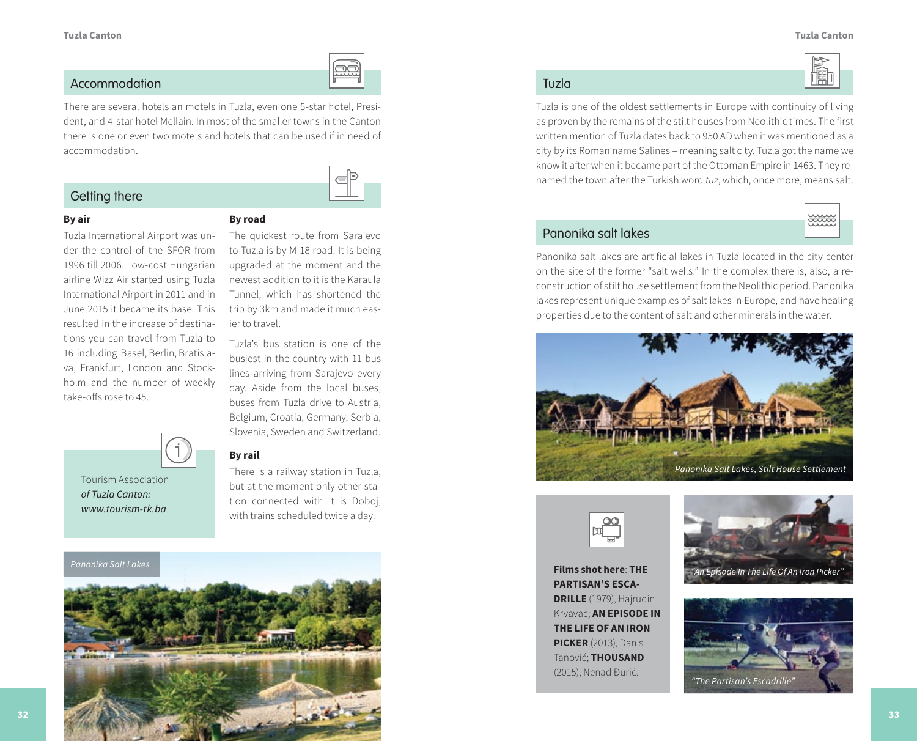## Accommodation

There are several hotels an motels in Tuzla, even one 5-star hotel, President, and 4-star hotel Mellain. In most of the smaller towns in the Canton there is one or even two motels and hotels that can be used if in need of accommodation.

## Getting there

### By air

Tuzla International Airport was under the control of the SFOR from 1996 till 2006. Low-cost Hungarian airline Wizz Air started using Tuzla International Airport in 2011 and in June 2015 it became its base. This resulted in the increase of destinations you can travel from Tuzla to 16 including Basel, Berlin, Bratislava, Frankfurt, London and Stockholm and the number of weekly take-offs rose to 45.

Tourism Association *of Tuzla Canton: www.tourism-tk.ba*

### By road

The quickest route from Sarajevo to Tuzla is by M-18 road. It is being upgraded at the moment and the newest addition to it is the Karaula Tunnel, which has shortened the trip by 3km and made it much easier to travel.

Tuzla's bus station is one of the busiest in the country with 11 bus lines arriving from Sarajevo every day. Aside from the local buses, buses from Tuzla drive to Austria, Belgium, Croatia, Germany, Serbia, Slovenia, Sweden and Switzerland.

### By rail

There is a railway station in Tuzla, but at the moment only other station connected with it is Doboj, with trains scheduled twice a day.

*Panonika Salt Lakes*

## Tuzla

Tuzla is one of the oldest settlements in Europe with continuity of living as proven by the remains of the stilt houses from Neolithic times. The first written mention of Tuzla dates back to 950 AD when it was mentioned as a city by its Roman name Salines – meaning salt city. Tuzla got the name we know it after when it became part of the Ottoman Empire in 1463. They renamed the town after the Turkish word *tuz*, which, once more, means salt.

## Panonika salt lakes

Panonika salt lakes are artificial lakes in Tuzla located in the city center on the site of the former "salt wells." In the complex there is, also, a reconstruction of stilt house settlement from the Neolithic period. Panonika lakes represent unique examples of salt lakes in Europe, and have healing properties due to the content of salt and other minerals in the water.

*Panonika Salt Lakes, Stilt House Settlement*

**Films shot here**: **THE PARTISAN'S ESCADRILLE** (1979), Hajrudin Krvavac; **AN EPISODE IN THE LIFE OF AN IRON PICKER** (2013), Danis Tanović; **THOUSAND** (2015), Nenad Đurić.

*"An Episode In The Life Of An Iron Picker"*

*"The Partisan's Escadrille"*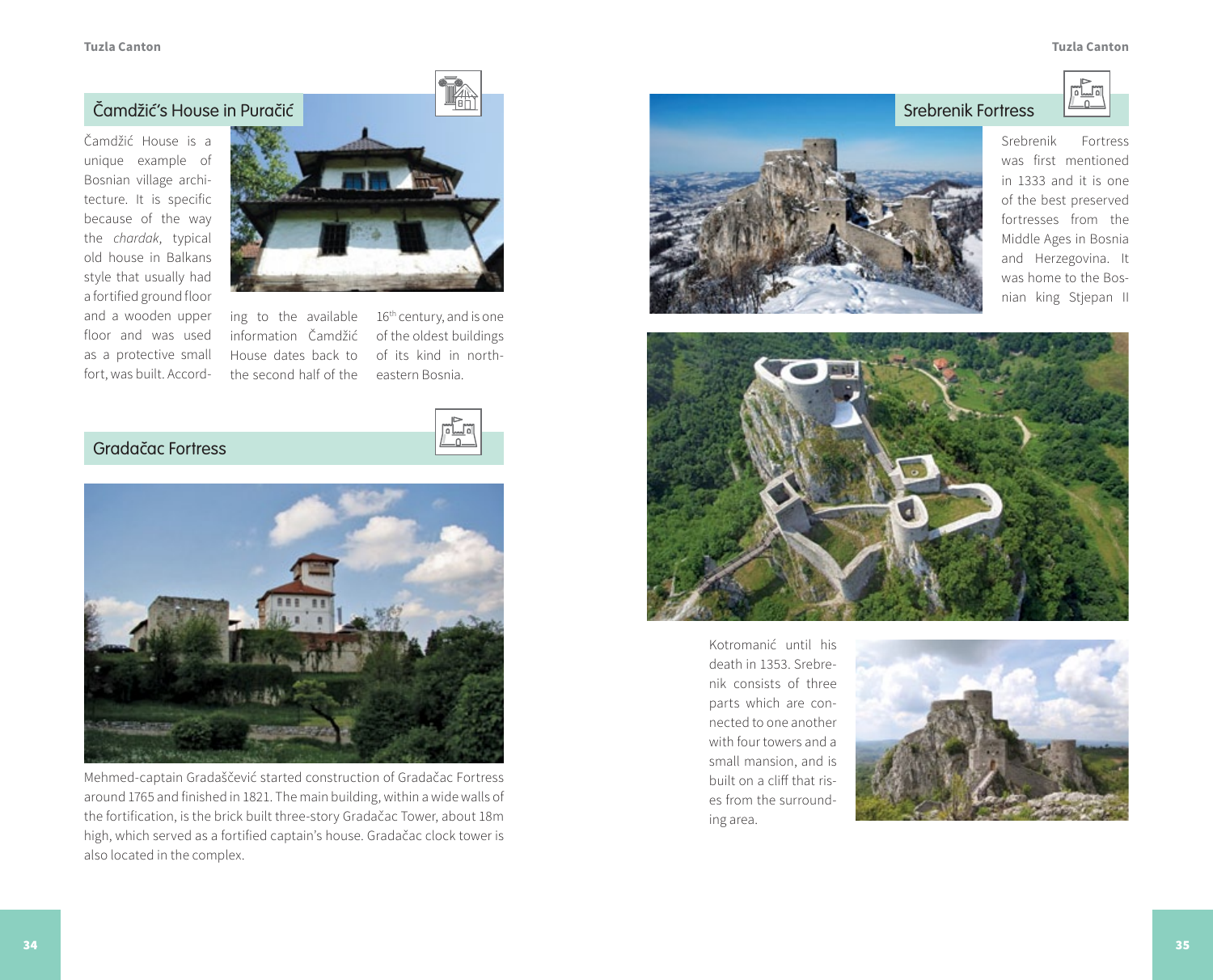## Čamdžić's House in Puračić

Čamdžić House is a unique example of Bosnian village architecture. It is specific because of the way the *chardak*, typical old house in Balkans style that usually had a fortified ground floor and a wooden upper floor and was used as a protective small fort, was built. According to the available information Čamdžić House dates back to the second half of the 16th century, and is one of the oldest buildings of its kind in north-eastern Bosnia.

## Gradačac Fortress

Mehmed-captain Gradaščević started construction of Gradačac Fortress around 1765 and finished in 1821. The main building, within a wide walls of the fortification, is the brick built three-story Gradačac Tower, about 18m high, which served as a fortified captain's house. Gradačac clock tower is also located in the complex.

## Srebrenik Fortress

Srebrenik Fortress was first mentioned in 1333 and it is one of the best preserved fortresses from the Middle Ages in Bosnia and Herzegovina. It was home to the Bosnian king Stjepan II Kotromanić until his death in 1353. Srebrenik consists of three parts which are connected to one another with four towers and a small mansion, and is built on a cliff that rises from the surrounding area.